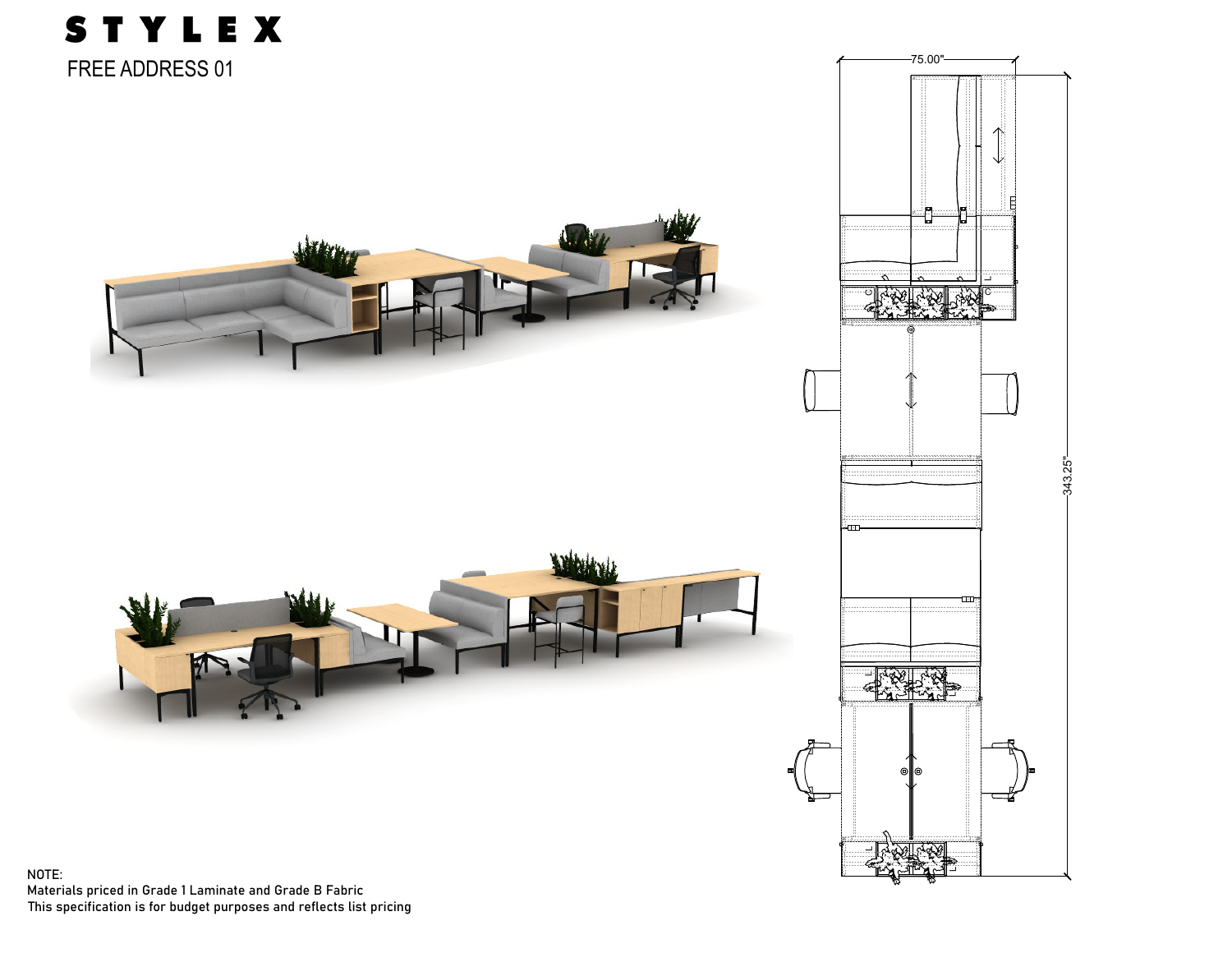# STYLEX

## FREE ADDRESS 01

75.00"

343.25"

NOTE:
Materials priced in Grade 1 Laminate and Grade B Fabric
This specification is for budget purposes and reflects list pricing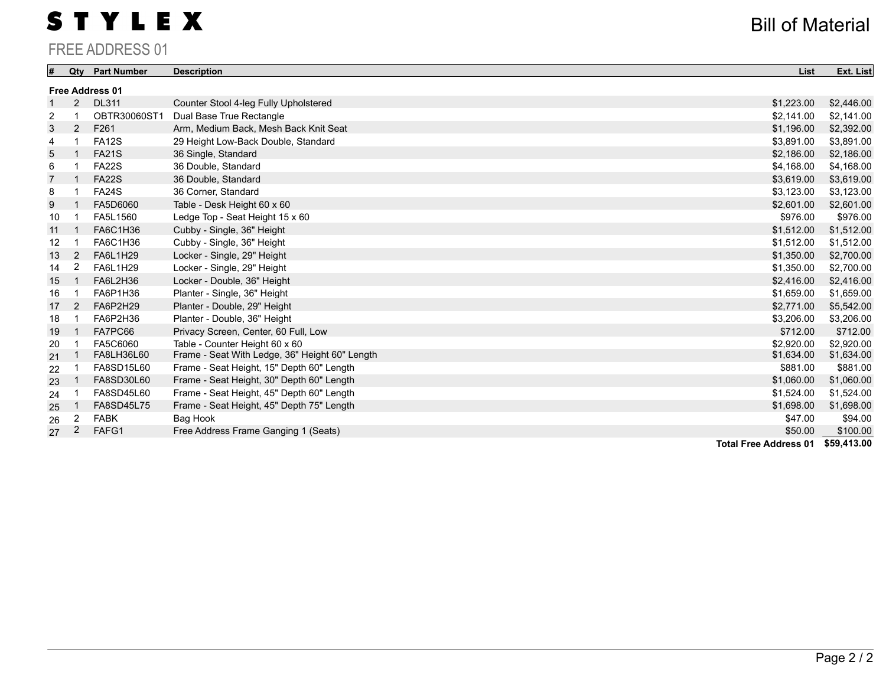# STYLEX

Bill of Material

FREE ADDRESS 01

| # | Qty | Part Number | Description | List | Ext. List |
|---|---|---|---|---|---|
| **Free Address 01** | | | | | |
| 1 | 2 | DL311 | Counter Stool 4-leg Fully Upholstered | $1,223.00 | $2,446.00 |
| 2 | 1 | OBTR30060ST1 | Dual Base True Rectangle | $2,141.00 | $2,141.00 |
| 3 | 2 | F261 | Arm, Medium Back, Mesh Back Knit Seat | $1,196.00 | $2,392.00 |
| 4 | 1 | FA12S | 29 Height Low-Back Double, Standard | $3,891.00 | $3,891.00 |
| 5 | 1 | FA21S | 36 Single, Standard | $2,186.00 | $2,186.00 |
| 6 | 1 | FA22S | 36 Double, Standard | $4,168.00 | $4,168.00 |
| 7 | 1 | FA22S | 36 Double, Standard | $3,619.00 | $3,619.00 |
| 8 | 1 | FA24S | 36 Corner, Standard | $3,123.00 | $3,123.00 |
| 9 | 1 | FA5D6060 | Table - Desk Height 60 x 60 | $2,601.00 | $2,601.00 |
| 10 | 1 | FA5L1560 | Ledge Top - Seat Height 15 x 60 | $976.00 | $976.00 |
| 11 | 1 | FA6C1H36 | Cubby - Single, 36" Height | $1,512.00 | $1,512.00 |
| 12 | 1 | FA6C1H36 | Cubby - Single, 36" Height | $1,512.00 | $1,512.00 |
| 13 | 2 | FA6L1H29 | Locker - Single, 29" Height | $1,350.00 | $2,700.00 |
| 14 | 2 | FA6L1H29 | Locker - Single, 29" Height | $1,350.00 | $2,700.00 |
| 15 | 1 | FA6L2H36 | Locker - Double, 36" Height | $2,416.00 | $2,416.00 |
| 16 | 1 | FA6P1H36 | Planter - Single, 36" Height | $1,659.00 | $1,659.00 |
| 17 | 2 | FA6P2H29 | Planter - Double, 29" Height | $2,771.00 | $5,542.00 |
| 18 | 1 | FA6P2H36 | Planter - Double, 36" Height | $3,206.00 | $3,206.00 |
| 19 | 1 | FA7PC66 | Privacy Screen, Center, 60 Full, Low | $712.00 | $712.00 |
| 20 | 1 | FA5C6060 | Table - Counter Height 60 x 60 | $2,920.00 | $2,920.00 |
| 21 | 1 | FA8LH36L60 | Frame - Seat With Ledge, 36" Height 60" Length | $1,634.00 | $1,634.00 |
| 22 | 1 | FA8SD15L60 | Frame - Seat Height, 15" Depth 60" Length | $881.00 | $881.00 |
| 23 | 1 | FA8SD30L60 | Frame - Seat Height, 30" Depth 60" Length | $1,060.00 | $1,060.00 |
| 24 | 1 | FA8SD45L60 | Frame - Seat Height, 45" Depth 60" Length | $1,524.00 | $1,524.00 |
| 25 | 1 | FA8SD45L75 | Frame - Seat Height, 45" Depth 75" Length | $1,698.00 | $1,698.00 |
| 26 | 2 | FABK | Bag Hook | $47.00 | $94.00 |
| 27 | 2 | FAFG1 | Free Address Frame Ganging 1 (Seats) | $50.00 | $100.00 |
| | | | | **Total Free Address 01** | **$59,413.00** |